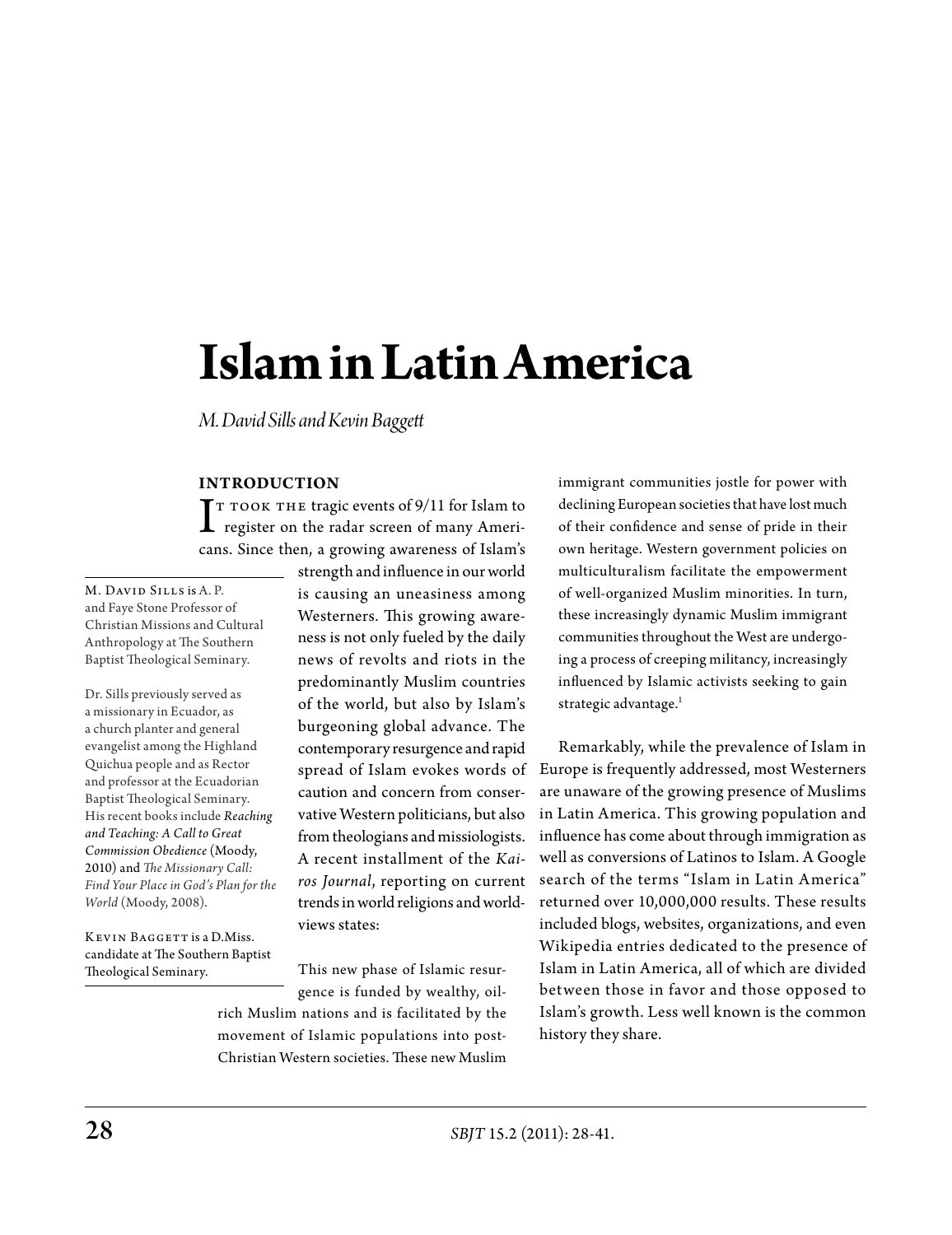# Islam in Latin America

*M. David Sills and Kevin Baggett*

M. David Sills is A. P. and Faye Stone Professor of Christian Missions and Cultural Anthropology at The Southern Baptist Theological Seminary.

Dr. Sills previously served as a missionary in Ecuador, as a church planter and general evangelist among the Highland Quichua people and as Rector and professor at the Ecuadorian Baptist Theological Seminary. His recent books include *Reaching and Teaching: A Call to Great Commission Obedience* (Moody, 2010) and *The Missionary Call: Find Your Place in God's Plan for the World* (Moody, 2008).

Kevin Baggett is a D.Miss. candidate at The Southern Baptist Theological Seminary.

## INTRODUCTION

It took the tragic events of 9/11 for Islam to register on the radar screen of many Americans. Since then, a growing awareness of Islam's strength and influence in our world is causing an uneasiness among Westerners. This growing awareness is not only fueled by the daily news of revolts and riots in the predominantly Muslim countries of the world, but also by Islam's burgeoning global advance. The contemporary resurgence and rapid spread of Islam evokes words of caution and concern from conservative Western politicians, but also from theologians and missiologists. A recent installment of the *Kairos Journal*, reporting on current trends in world religions and worldviews states:

> This new phase of Islamic resurgence is funded by wealthy, oil-rich Muslim nations and is facilitated by the movement of Islamic populations into post-Christian Western societies. These new Muslim immigrant communities jostle for power with declining European societies that have lost much of their confidence and sense of pride in their own heritage. Western government policies on multiculturalism facilitate the empowerment of well-organized Muslim minorities. In turn, these increasingly dynamic Muslim immigrant communities throughout the West are undergoing a process of creeping militancy, increasingly influenced by Islamic activists seeking to gain strategic advantage.[1]

Remarkably, while the prevalence of Islam in Europe is frequently addressed, most Westerners are unaware of the growing presence of Muslims in Latin America. This growing population and influence has come about through immigration as well as conversions of Latinos to Islam. A Google search of the terms "Islam in Latin America" returned over 10,000,000 results. These results included blogs, websites, organizations, and even Wikipedia entries dedicated to the presence of Islam in Latin America, all of which are divided between those in favor and those opposed to Islam's growth. Less well known is the common history they share.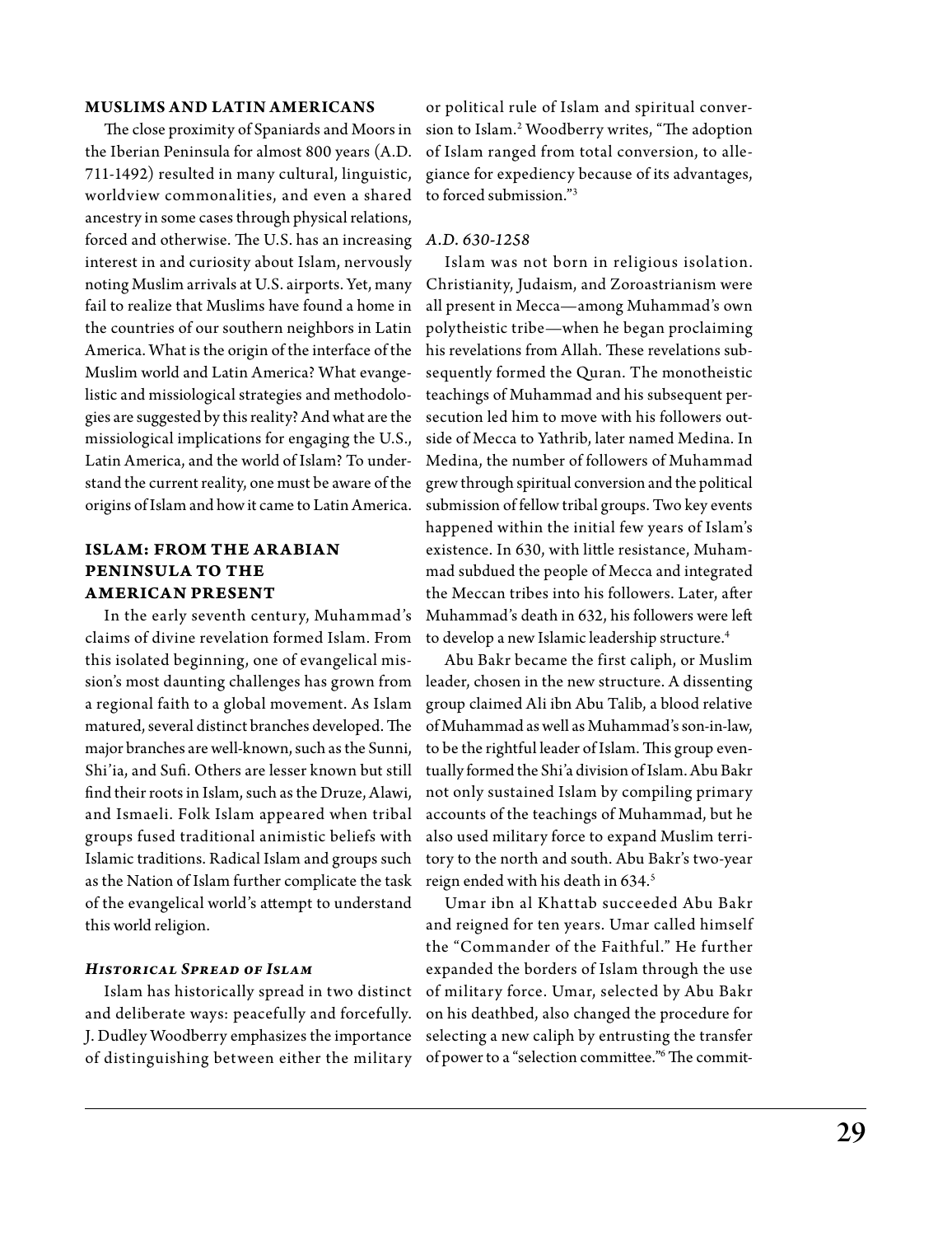## MUSLIMS AND LATIN AMERICANS

The close proximity of Spaniards and Moors in the Iberian Peninsula for almost 800 years (A.D. 711-1492) resulted in many cultural, linguistic, worldview commonalities, and even a shared ancestry in some cases through physical relations, forced and otherwise. The U.S. has an increasing interest in and curiosity about Islam, nervously noting Muslim arrivals at U.S. airports. Yet, many fail to realize that Muslims have found a home in the countries of our southern neighbors in Latin America. What is the origin of the interface of the Muslim world and Latin America? What evangelistic and missiological strategies and methodologies are suggested by this reality? And what are the missiological implications for engaging the U.S., Latin America, and the world of Islam? To understand the current reality, one must be aware of the origins of Islam and how it came to Latin America.

## ISLAM: FROM THE ARABIAN PENINSULA TO THE AMERICAN PRESENT

In the early seventh century, Muhammad's claims of divine revelation formed Islam. From this isolated beginning, one of evangelical mission's most daunting challenges has grown from a regional faith to a global movement. As Islam matured, several distinct branches developed. The major branches are well-known, such as the Sunni, Shi'ia, and Sufi. Others are lesser known but still find their roots in Islam, such as the Druze, Alawi, and Ismaeli. Folk Islam appeared when tribal groups fused traditional animistic beliefs with Islamic traditions. Radical Islam and groups such as the Nation of Islam further complicate the task of the evangelical world's attempt to understand this world religion.

### *Historical Spread of Islam*

Islam has historically spread in two distinct and deliberate ways: peacefully and forcefully. J. Dudley Woodberry emphasizes the importance of distinguishing between either the military or political rule of Islam and spiritual conversion to Islam.[2] Woodberry writes, "The adoption of Islam ranged from total conversion, to allegiance for expediency because of its advantages, to forced submission."[3]

#### *A.D. 630-1258*

Islam was not born in religious isolation. Christianity, Judaism, and Zoroastrianism were all present in Mecca—among Muhammad's own polytheistic tribe—when he began proclaiming his revelations from Allah. These revelations subsequently formed the Quran. The monotheistic teachings of Muhammad and his subsequent persecution led him to move with his followers outside of Mecca to Yathrib, later named Medina. In Medina, the number of followers of Muhammad grew through spiritual conversion and the political submission of fellow tribal groups. Two key events happened within the initial few years of Islam's existence. In 630, with little resistance, Muhammad subdued the people of Mecca and integrated the Meccan tribes into his followers. Later, after Muhammad's death in 632, his followers were left to develop a new Islamic leadership structure.[4]

Abu Bakr became the first caliph, or Muslim leader, chosen in the new structure. A dissenting group claimed Ali ibn Abu Talib, a blood relative of Muhammad as well as Muhammad's son-in-law, to be the rightful leader of Islam. This group eventually formed the Shi'a division of Islam. Abu Bakr not only sustained Islam by compiling primary accounts of the teachings of Muhammad, but he also used military force to expand Muslim territory to the north and south. Abu Bakr's two-year reign ended with his death in 634.[5]

Umar ibn al Khattab succeeded Abu Bakr and reigned for ten years. Umar called himself the "Commander of the Faithful." He further expanded the borders of Islam through the use of military force. Umar, selected by Abu Bakr on his deathbed, also changed the procedure for selecting a new caliph by entrusting the transfer of power to a "selection committee."[6] The commit-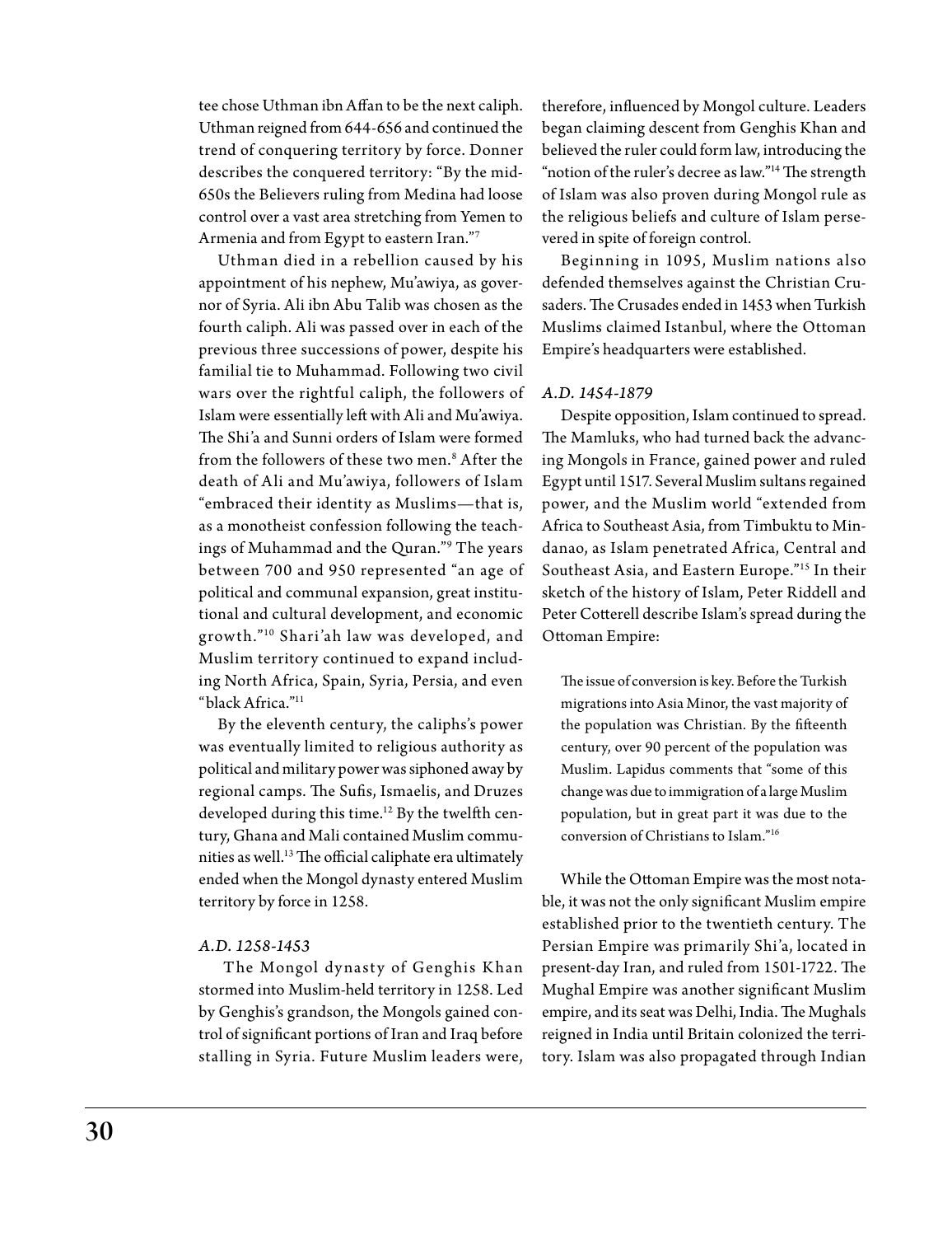tee chose Uthman ibn Affan to be the next caliph. Uthman reigned from 644-656 and continued the trend of conquering territory by force. Donner describes the conquered territory: "By the mid-650s the Believers ruling from Medina had loose control over a vast area stretching from Yemen to Armenia and from Egypt to eastern Iran."[7]

Uthman died in a rebellion caused by his appointment of his nephew, Mu'awiya, as governor of Syria. Ali ibn Abu Talib was chosen as the fourth caliph. Ali was passed over in each of the previous three successions of power, despite his familial tie to Muhammad. Following two civil wars over the rightful caliph, the followers of Islam were essentially left with Ali and Mu'awiya. The Shi'a and Sunni orders of Islam were formed from the followers of these two men.[8] After the death of Ali and Mu'awiya, followers of Islam "embraced their identity as Muslims—that is, as a monotheist confession following the teachings of Muhammad and the Quran."[9] The years between 700 and 950 represented "an age of political and communal expansion, great institutional and cultural development, and economic growth."[10] Shari'ah law was developed, and Muslim territory continued to expand including North Africa, Spain, Syria, Persia, and even "black Africa."[11]

By the eleventh century, the caliphs's power was eventually limited to religious authority as political and military power was siphoned away by regional camps. The Sufis, Ismaelis, and Druzes developed during this time.[12] By the twelfth century, Ghana and Mali contained Muslim communities as well.[13] The official caliphate era ultimately ended when the Mongol dynasty entered Muslim territory by force in 1258.

### *A.D. 1258-1453*

The Mongol dynasty of Genghis Khan stormed into Muslim-held territory in 1258. Led by Genghis's grandson, the Mongols gained control of significant portions of Iran and Iraq before stalling in Syria. Future Muslim leaders were, therefore, influenced by Mongol culture. Leaders began claiming descent from Genghis Khan and believed the ruler could form law, introducing the "notion of the ruler's decree as law."[14] The strength of Islam was also proven during Mongol rule as the religious beliefs and culture of Islam persevered in spite of foreign control.

Beginning in 1095, Muslim nations also defended themselves against the Christian Crusaders. The Crusades ended in 1453 when Turkish Muslims claimed Istanbul, where the Ottoman Empire's headquarters were established.

### *A.D. 1454-1879*

Despite opposition, Islam continued to spread. The Mamluks, who had turned back the advancing Mongols in France, gained power and ruled Egypt until 1517. Several Muslim sultans regained power, and the Muslim world "extended from Africa to Southeast Asia, from Timbuktu to Mindanao, as Islam penetrated Africa, Central and Southeast Asia, and Eastern Europe."[15] In their sketch of the history of Islam, Peter Riddell and Peter Cotterell describe Islam's spread during the Ottoman Empire:

> The issue of conversion is key. Before the Turkish migrations into Asia Minor, the vast majority of the population was Christian. By the fifteenth century, over 90 percent of the population was Muslim. Lapidus comments that "some of this change was due to immigration of a large Muslim population, but in great part it was due to the conversion of Christians to Islam."[16]

While the Ottoman Empire was the most notable, it was not the only significant Muslim empire established prior to the twentieth century. The Persian Empire was primarily Shi'a, located in present-day Iran, and ruled from 1501-1722. The Mughal Empire was another significant Muslim empire, and its seat was Delhi, India. The Mughals reigned in India until Britain colonized the territory. Islam was also propagated through Indian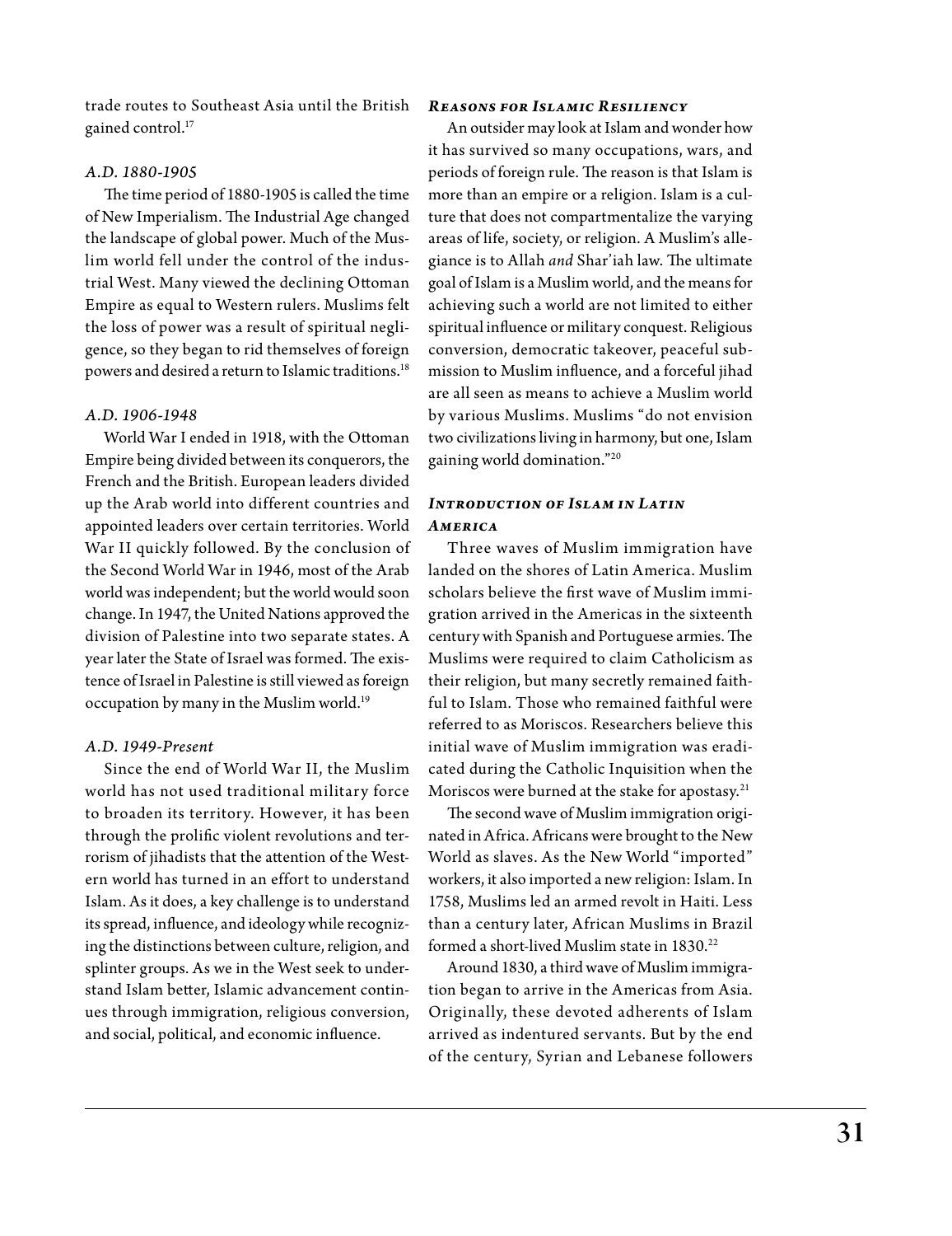trade routes to Southeast Asia until the British gained control.[17]

### *A.D. 1880-1905*

The time period of 1880-1905 is called the time of New Imperialism. The Industrial Age changed the landscape of global power. Much of the Muslim world fell under the control of the industrial West. Many viewed the declining Ottoman Empire as equal to Western rulers. Muslims felt the loss of power was a result of spiritual negligence, so they began to rid themselves of foreign powers and desired a return to Islamic traditions.[18]

### *A.D. 1906-1948*

World War I ended in 1918, with the Ottoman Empire being divided between its conquerors, the French and the British. European leaders divided up the Arab world into different countries and appointed leaders over certain territories. World War II quickly followed. By the conclusion of the Second World War in 1946, most of the Arab world was independent; but the world would soon change. In 1947, the United Nations approved the division of Palestine into two separate states. A year later the State of Israel was formed. The existence of Israel in Palestine is still viewed as foreign occupation by many in the Muslim world.[19]

### *A.D. 1949-Present*

Since the end of World War II, the Muslim world has not used traditional military force to broaden its territory. However, it has been through the prolific violent revolutions and terrorism of jihadists that the attention of the Western world has turned in an effort to understand Islam. As it does, a key challenge is to understand its spread, influence, and ideology while recognizing the distinctions between culture, religion, and splinter groups. As we in the West seek to understand Islam better, Islamic advancement continues through immigration, religious conversion, and social, political, and economic influence.

## *Reasons for Islamic Resiliency*

An outsider may look at Islam and wonder how it has survived so many occupations, wars, and periods of foreign rule. The reason is that Islam is more than an empire or a religion. Islam is a culture that does not compartmentalize the varying areas of life, society, or religion. A Muslim's allegiance is to Allah *and* Shar'iah law. The ultimate goal of Islam is a Muslim world, and the means for achieving such a world are not limited to either spiritual influence or military conquest. Religious conversion, democratic takeover, peaceful submission to Muslim influence, and a forceful jihad are all seen as means to achieve a Muslim world by various Muslims. Muslims "do not envision two civilizations living in harmony, but one, Islam gaining world domination."[20]

## *Introduction of Islam in Latin America*

Three waves of Muslim immigration have landed on the shores of Latin America. Muslim scholars believe the first wave of Muslim immigration arrived in the Americas in the sixteenth century with Spanish and Portuguese armies. The Muslims were required to claim Catholicism as their religion, but many secretly remained faithful to Islam. Those who remained faithful were referred to as Moriscos. Researchers believe this initial wave of Muslim immigration was eradicated during the Catholic Inquisition when the Moriscos were burned at the stake for apostasy.[21]

The second wave of Muslim immigration originated in Africa. Africans were brought to the New World as slaves. As the New World "imported" workers, it also imported a new religion: Islam. In 1758, Muslims led an armed revolt in Haiti. Less than a century later, African Muslims in Brazil formed a short-lived Muslim state in 1830.[22]

Around 1830, a third wave of Muslim immigration began to arrive in the Americas from Asia. Originally, these devoted adherents of Islam arrived as indentured servants. But by the end of the century, Syrian and Lebanese followers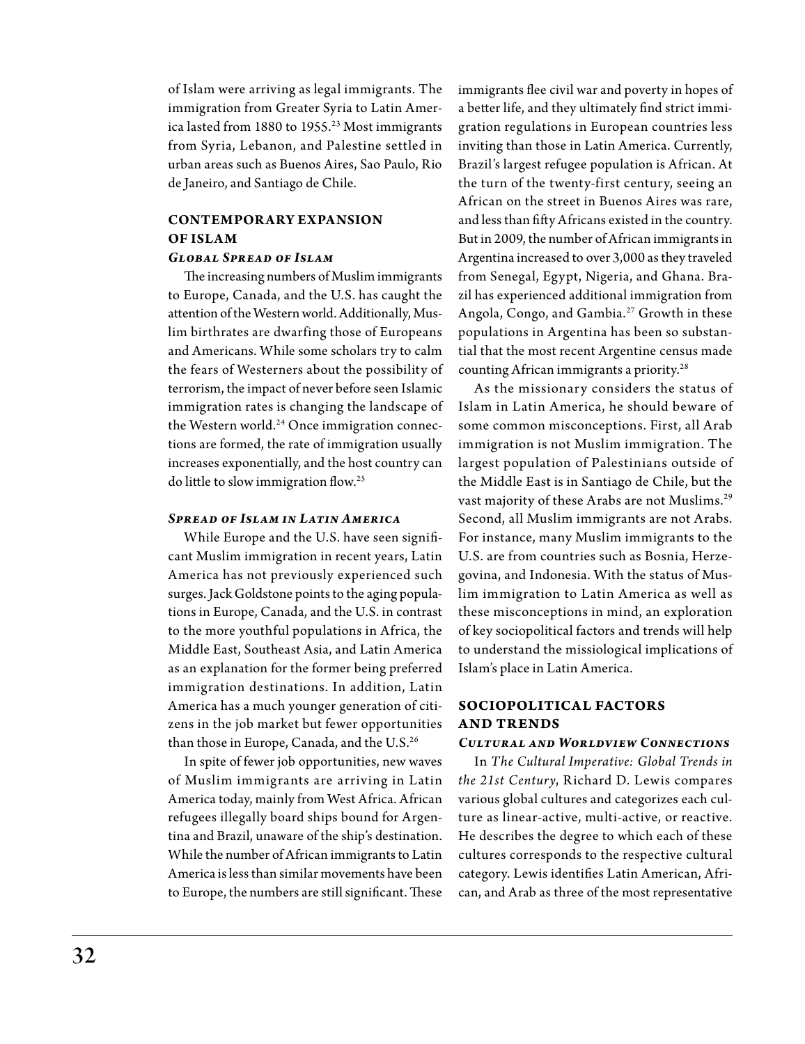of Islam were arriving as legal immigrants. The immigration from Greater Syria to Latin America lasted from 1880 to 1955.[23] Most immigrants from Syria, Lebanon, and Palestine settled in urban areas such as Buenos Aires, Sao Paulo, Rio de Janeiro, and Santiago de Chile.

## CONTEMPORARY EXPANSION OF ISLAM

### *Global Spread of Islam*

The increasing numbers of Muslim immigrants to Europe, Canada, and the U.S. has caught the attention of the Western world. Additionally, Muslim birthrates are dwarfing those of Europeans and Americans. While some scholars try to calm the fears of Westerners about the possibility of terrorism, the impact of never before seen Islamic immigration rates is changing the landscape of the Western world.[24] Once immigration connections are formed, the rate of immigration usually increases exponentially, and the host country can do little to slow immigration flow.[25]

### *Spread of Islam in Latin America*

While Europe and the U.S. have seen significant Muslim immigration in recent years, Latin America has not previously experienced such surges. Jack Goldstone points to the aging populations in Europe, Canada, and the U.S. in contrast to the more youthful populations in Africa, the Middle East, Southeast Asia, and Latin America as an explanation for the former being preferred immigration destinations. In addition, Latin America has a much younger generation of citizens in the job market but fewer opportunities than those in Europe, Canada, and the U.S.[26]

In spite of fewer job opportunities, new waves of Muslim immigrants are arriving in Latin America today, mainly from West Africa. African refugees illegally board ships bound for Argentina and Brazil, unaware of the ship's destination. While the number of African immigrants to Latin America is less than similar movements have been to Europe, the numbers are still significant. These immigrants flee civil war and poverty in hopes of a better life, and they ultimately find strict immigration regulations in European countries less inviting than those in Latin America. Currently, Brazil's largest refugee population is African. At the turn of the twenty-first century, seeing an African on the street in Buenos Aires was rare, and less than fifty Africans existed in the country. But in 2009, the number of African immigrants in Argentina increased to over 3,000 as they traveled from Senegal, Egypt, Nigeria, and Ghana. Brazil has experienced additional immigration from Angola, Congo, and Gambia.[27] Growth in these populations in Argentina has been so substantial that the most recent Argentine census made counting African immigrants a priority.[28]

As the missionary considers the status of Islam in Latin America, he should beware of some common misconceptions. First, all Arab immigration is not Muslim immigration. The largest population of Palestinians outside of the Middle East is in Santiago de Chile, but the vast majority of these Arabs are not Muslims.[29] Second, all Muslim immigrants are not Arabs. For instance, many Muslim immigrants to the U.S. are from countries such as Bosnia, Herzegovina, and Indonesia. With the status of Muslim immigration to Latin America as well as these misconceptions in mind, an exploration of key sociopolitical factors and trends will help to understand the missiological implications of Islam's place in Latin America.

## SOCIOPOLITICAL FACTORS AND TRENDS

### *Cultural and Worldview Connections*

In *The Cultural Imperative: Global Trends in the 21st Century*, Richard D. Lewis compares various global cultures and categorizes each culture as linear-active, multi-active, or reactive. He describes the degree to which each of these cultures corresponds to the respective cultural category. Lewis identifies Latin American, African, and Arab as three of the most representative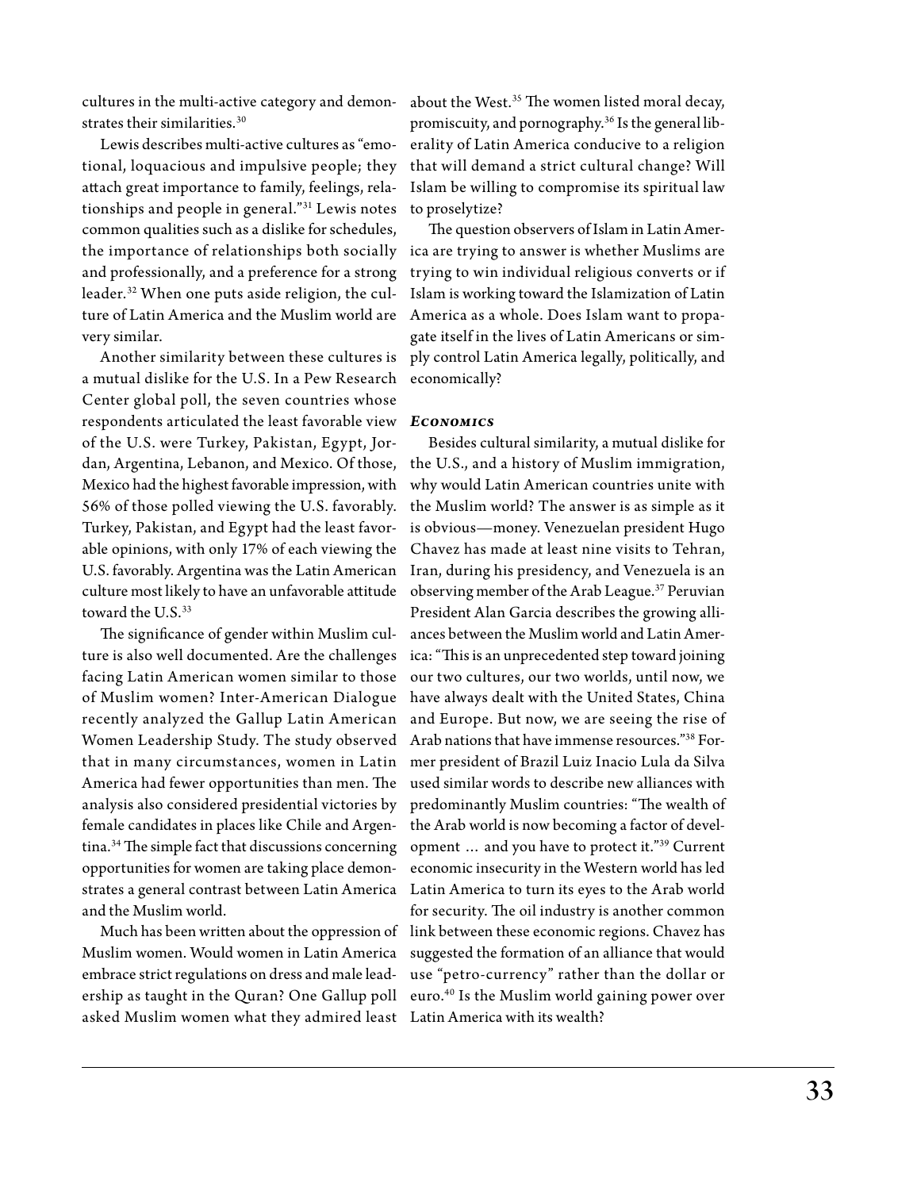cultures in the multi-active category and demonstrates their similarities.[30]

Lewis describes multi-active cultures as "emotional, loquacious and impulsive people; they attach great importance to family, feelings, relationships and people in general."[31] Lewis notes common qualities such as a dislike for schedules, the importance of relationships both socially and professionally, and a preference for a strong leader.[32] When one puts aside religion, the culture of Latin America and the Muslim world are very similar.

Another similarity between these cultures is a mutual dislike for the U.S. In a Pew Research Center global poll, the seven countries whose respondents articulated the least favorable view of the U.S. were Turkey, Pakistan, Egypt, Jordan, Argentina, Lebanon, and Mexico. Of those, Mexico had the highest favorable impression, with 56% of those polled viewing the U.S. favorably. Turkey, Pakistan, and Egypt had the least favorable opinions, with only 17% of each viewing the U.S. favorably. Argentina was the Latin American culture most likely to have an unfavorable attitude toward the U.S.[33]

The significance of gender within Muslim culture is also well documented. Are the challenges facing Latin American women similar to those of Muslim women? Inter-American Dialogue recently analyzed the Gallup Latin American Women Leadership Study. The study observed that in many circumstances, women in Latin America had fewer opportunities than men. The analysis also considered presidential victories by female candidates in places like Chile and Argentina.[34] The simple fact that discussions concerning opportunities for women are taking place demonstrates a general contrast between Latin America and the Muslim world.

Much has been written about the oppression of Muslim women. Would women in Latin America embrace strict regulations on dress and male leadership as taught in the Quran? One Gallup poll asked Muslim women what they admired least about the West.[35] The women listed moral decay, promiscuity, and pornography.[36] Is the general liberality of Latin America conducive to a religion that will demand a strict cultural change? Will Islam be willing to compromise its spiritual law to proselytize?

The question observers of Islam in Latin America are trying to answer is whether Muslims are trying to win individual religious converts or if Islam is working toward the Islamization of Latin America as a whole. Does Islam want to propagate itself in the lives of Latin Americans or simply control Latin America legally, politically, and economically?

### *Economics*

Besides cultural similarity, a mutual dislike for the U.S., and a history of Muslim immigration, why would Latin American countries unite with the Muslim world? The answer is as simple as it is obvious—money. Venezuelan president Hugo Chavez has made at least nine visits to Tehran, Iran, during his presidency, and Venezuela is an observing member of the Arab League.[37] Peruvian President Alan Garcia describes the growing alliances between the Muslim world and Latin America: "This is an unprecedented step toward joining our two cultures, our two worlds, until now, we have always dealt with the United States, China and Europe. But now, we are seeing the rise of Arab nations that have immense resources."[38] Former president of Brazil Luiz Inacio Lula da Silva used similar words to describe new alliances with predominantly Muslim countries: "The wealth of the Arab world is now becoming a factor of development … and you have to protect it."[39] Current economic insecurity in the Western world has led Latin America to turn its eyes to the Arab world for security. The oil industry is another common link between these economic regions. Chavez has suggested the formation of an alliance that would use "petro-currency" rather than the dollar or euro.[40] Is the Muslim world gaining power over Latin America with its wealth?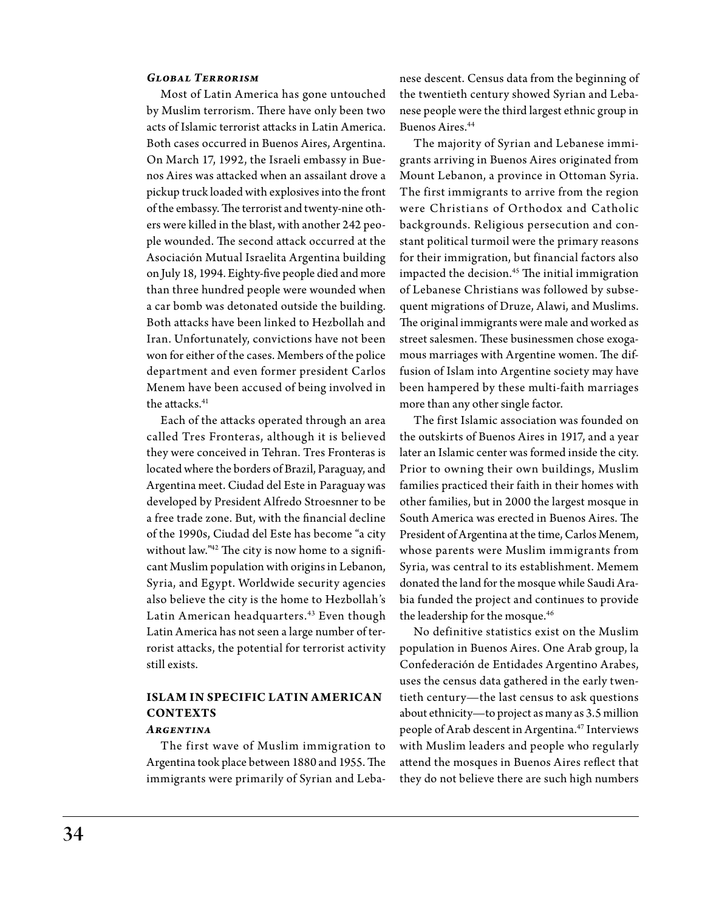### *Global Terrorism*

Most of Latin America has gone untouched by Muslim terrorism. There have only been two acts of Islamic terrorist attacks in Latin America. Both cases occurred in Buenos Aires, Argentina. On March 17, 1992, the Israeli embassy in Buenos Aires was attacked when an assailant drove a pickup truck loaded with explosives into the front of the embassy. The terrorist and twenty-nine others were killed in the blast, with another 242 people wounded. The second attack occurred at the Asociación Mutual Israelita Argentina building on July 18, 1994. Eighty-five people died and more than three hundred people were wounded when a car bomb was detonated outside the building. Both attacks have been linked to Hezbollah and Iran. Unfortunately, convictions have not been won for either of the cases. Members of the police department and even former president Carlos Menem have been accused of being involved in the attacks.[41]

Each of the attacks operated through an area called Tres Fronteras, although it is believed they were conceived in Tehran. Tres Fronteras is located where the borders of Brazil, Paraguay, and Argentina meet. Ciudad del Este in Paraguay was developed by President Alfredo Stroesnner to be a free trade zone. But, with the financial decline of the 1990s, Ciudad del Este has become "a city without law."[42] The city is now home to a significant Muslim population with origins in Lebanon, Syria, and Egypt. Worldwide security agencies also believe the city is the home to Hezbollah's Latin American headquarters.[43] Even though Latin America has not seen a large number of terrorist attacks, the potential for terrorist activity still exists.

## ISLAM IN SPECIFIC LATIN AMERICAN CONTEXTS

### *Argentina*

The first wave of Muslim immigration to Argentina took place between 1880 and 1955. The immigrants were primarily of Syrian and Lebanese descent. Census data from the beginning of the twentieth century showed Syrian and Lebanese people were the third largest ethnic group in Buenos Aires.[44]

The majority of Syrian and Lebanese immigrants arriving in Buenos Aires originated from Mount Lebanon, a province in Ottoman Syria. The first immigrants to arrive from the region were Christians of Orthodox and Catholic backgrounds. Religious persecution and constant political turmoil were the primary reasons for their immigration, but financial factors also impacted the decision.[45] The initial immigration of Lebanese Christians was followed by subsequent migrations of Druze, Alawi, and Muslims. The original immigrants were male and worked as street salesmen. These businessmen chose exogamous marriages with Argentine women. The diffusion of Islam into Argentine society may have been hampered by these multi-faith marriages more than any other single factor.

The first Islamic association was founded on the outskirts of Buenos Aires in 1917, and a year later an Islamic center was formed inside the city. Prior to owning their own buildings, Muslim families practiced their faith in their homes with other families, but in 2000 the largest mosque in South America was erected in Buenos Aires. The President of Argentina at the time, Carlos Menem, whose parents were Muslim immigrants from Syria, was central to its establishment. Memem donated the land for the mosque while Saudi Arabia funded the project and continues to provide the leadership for the mosque.[46]

No definitive statistics exist on the Muslim population in Buenos Aires. One Arab group, la Confederación de Entidades Argentino Arabes, uses the census data gathered in the early twentieth century—the last census to ask questions about ethnicity—to project as many as 3.5 million people of Arab descent in Argentina.[47] Interviews with Muslim leaders and people who regularly attend the mosques in Buenos Aires reflect that they do not believe there are such high numbers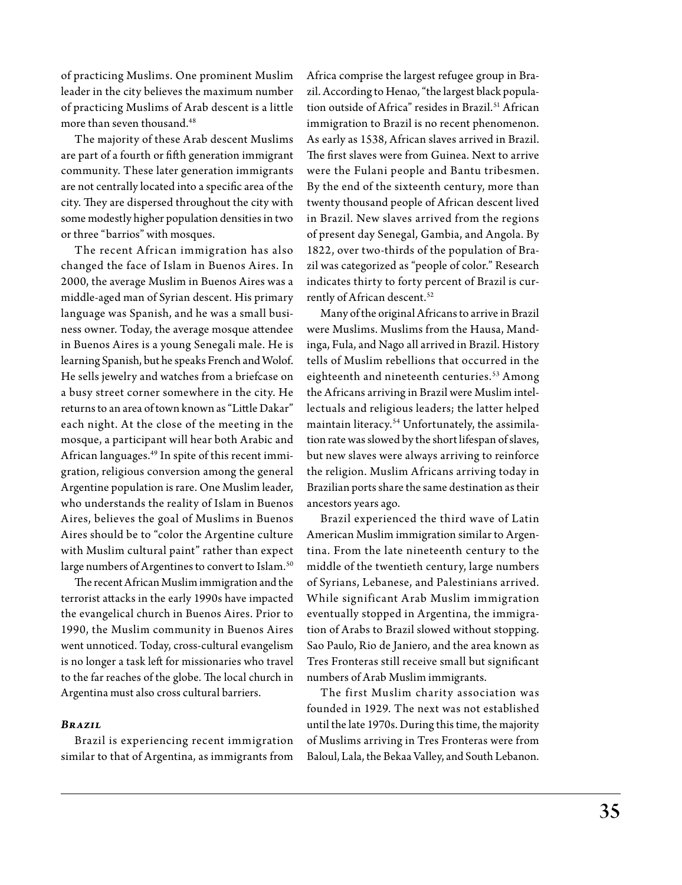of practicing Muslims. One prominent Muslim leader in the city believes the maximum number of practicing Muslims of Arab descent is a little more than seven thousand.[48]

The majority of these Arab descent Muslims are part of a fourth or fifth generation immigrant community. These later generation immigrants are not centrally located into a specific area of the city. They are dispersed throughout the city with some modestly higher population densities in two or three "barrios" with mosques.

The recent African immigration has also changed the face of Islam in Buenos Aires. In 2000, the average Muslim in Buenos Aires was a middle-aged man of Syrian descent. His primary language was Spanish, and he was a small business owner. Today, the average mosque attendee in Buenos Aires is a young Senegali male. He is learning Spanish, but he speaks French and Wolof. He sells jewelry and watches from a briefcase on a busy street corner somewhere in the city. He returns to an area of town known as "Little Dakar" each night. At the close of the meeting in the mosque, a participant will hear both Arabic and African languages.[49] In spite of this recent immigration, religious conversion among the general Argentine population is rare. One Muslim leader, who understands the reality of Islam in Buenos Aires, believes the goal of Muslims in Buenos Aires should be to "color the Argentine culture with Muslim cultural paint" rather than expect large numbers of Argentines to convert to Islam.[50]

The recent African Muslim immigration and the terrorist attacks in the early 1990s have impacted the evangelical church in Buenos Aires. Prior to 1990, the Muslim community in Buenos Aires went unnoticed. Today, cross-cultural evangelism is no longer a task left for missionaries who travel to the far reaches of the globe. The local church in Argentina must also cross cultural barriers.

### *Brazil*

Brazil is experiencing recent immigration similar to that of Argentina, as immigrants from Africa comprise the largest refugee group in Brazil. According to Henao, "the largest black population outside of Africa" resides in Brazil.[51] African immigration to Brazil is no recent phenomenon. As early as 1538, African slaves arrived in Brazil. The first slaves were from Guinea. Next to arrive were the Fulani people and Bantu tribesmen. By the end of the sixteenth century, more than twenty thousand people of African descent lived in Brazil. New slaves arrived from the regions of present day Senegal, Gambia, and Angola. By 1822, over two-thirds of the population of Brazil was categorized as "people of color." Research indicates thirty to forty percent of Brazil is currently of African descent.[52]

Many of the original Africans to arrive in Brazil were Muslims. Muslims from the Hausa, Mandinga, Fula, and Nago all arrived in Brazil. History tells of Muslim rebellions that occurred in the eighteenth and nineteenth centuries.[53] Among the Africans arriving in Brazil were Muslim intellectuals and religious leaders; the latter helped maintain literacy.[54] Unfortunately, the assimilation rate was slowed by the short lifespan of slaves, but new slaves were always arriving to reinforce the religion. Muslim Africans arriving today in Brazilian ports share the same destination as their ancestors years ago.

Brazil experienced the third wave of Latin American Muslim immigration similar to Argentina. From the late nineteenth century to the middle of the twentieth century, large numbers of Syrians, Lebanese, and Palestinians arrived. While significant Arab Muslim immigration eventually stopped in Argentina, the immigration of Arabs to Brazil slowed without stopping. Sao Paulo, Rio de Janiero, and the area known as Tres Fronteras still receive small but significant numbers of Arab Muslim immigrants.

The first Muslim charity association was founded in 1929. The next was not established until the late 1970s. During this time, the majority of Muslims arriving in Tres Fronteras were from Baloul, Lala, the Bekaa Valley, and South Lebanon.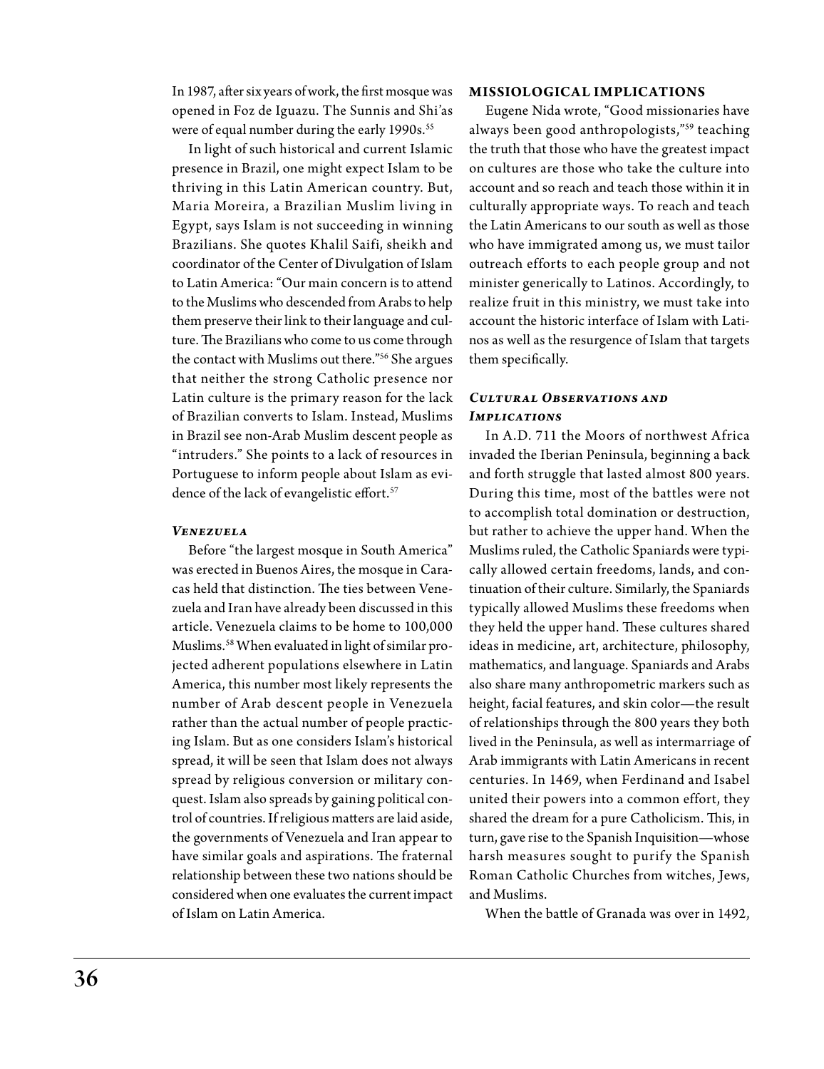In 1987, after six years of work, the first mosque was opened in Foz de Iguazu. The Sunnis and Shi'as were of equal number during the early 1990s.[55]

In light of such historical and current Islamic presence in Brazil, one might expect Islam to be thriving in this Latin American country. But, Maria Moreira, a Brazilian Muslim living in Egypt, says Islam is not succeeding in winning Brazilians. She quotes Khalil Saifi, sheikh and coordinator of the Center of Divulgation of Islam to Latin America: "Our main concern is to attend to the Muslims who descended from Arabs to help them preserve their link to their language and culture. The Brazilians who come to us come through the contact with Muslims out there."[56] She argues that neither the strong Catholic presence nor Latin culture is the primary reason for the lack of Brazilian converts to Islam. Instead, Muslims in Brazil see non-Arab Muslim descent people as "intruders." She points to a lack of resources in Portuguese to inform people about Islam as evidence of the lack of evangelistic effort.[57]

### *Venezuela*

Before "the largest mosque in South America" was erected in Buenos Aires, the mosque in Caracas held that distinction. The ties between Venezuela and Iran have already been discussed in this article. Venezuela claims to be home to 100,000 Muslims.[58] When evaluated in light of similar projected adherent populations elsewhere in Latin America, this number most likely represents the number of Arab descent people in Venezuela rather than the actual number of people practicing Islam. But as one considers Islam's historical spread, it will be seen that Islam does not always spread by religious conversion or military conquest. Islam also spreads by gaining political control of countries. If religious matters are laid aside, the governments of Venezuela and Iran appear to have similar goals and aspirations. The fraternal relationship between these two nations should be considered when one evaluates the current impact of Islam on Latin America.

## MISSIOLOGICAL IMPLICATIONS

Eugene Nida wrote, "Good missionaries have always been good anthropologists,"[59] teaching the truth that those who have the greatest impact on cultures are those who take the culture into account and so reach and teach those within it in culturally appropriate ways. To reach and teach the Latin Americans to our south as well as those who have immigrated among us, we must tailor outreach efforts to each people group and not minister generically to Latinos. Accordingly, to realize fruit in this ministry, we must take into account the historic interface of Islam with Latinos as well as the resurgence of Islam that targets them specifically.

### *Cultural Observations and Implications*

In A.D. 711 the Moors of northwest Africa invaded the Iberian Peninsula, beginning a back and forth struggle that lasted almost 800 years. During this time, most of the battles were not to accomplish total domination or destruction, but rather to achieve the upper hand. When the Muslims ruled, the Catholic Spaniards were typically allowed certain freedoms, lands, and continuation of their culture. Similarly, the Spaniards typically allowed Muslims these freedoms when they held the upper hand. These cultures shared ideas in medicine, art, architecture, philosophy, mathematics, and language. Spaniards and Arabs also share many anthropometric markers such as height, facial features, and skin color—the result of relationships through the 800 years they both lived in the Peninsula, as well as intermarriage of Arab immigrants with Latin Americans in recent centuries. In 1469, when Ferdinand and Isabel united their powers into a common effort, they shared the dream for a pure Catholicism. This, in turn, gave rise to the Spanish Inquisition—whose harsh measures sought to purify the Spanish Roman Catholic Churches from witches, Jews, and Muslims.

When the battle of Granada was over in 1492,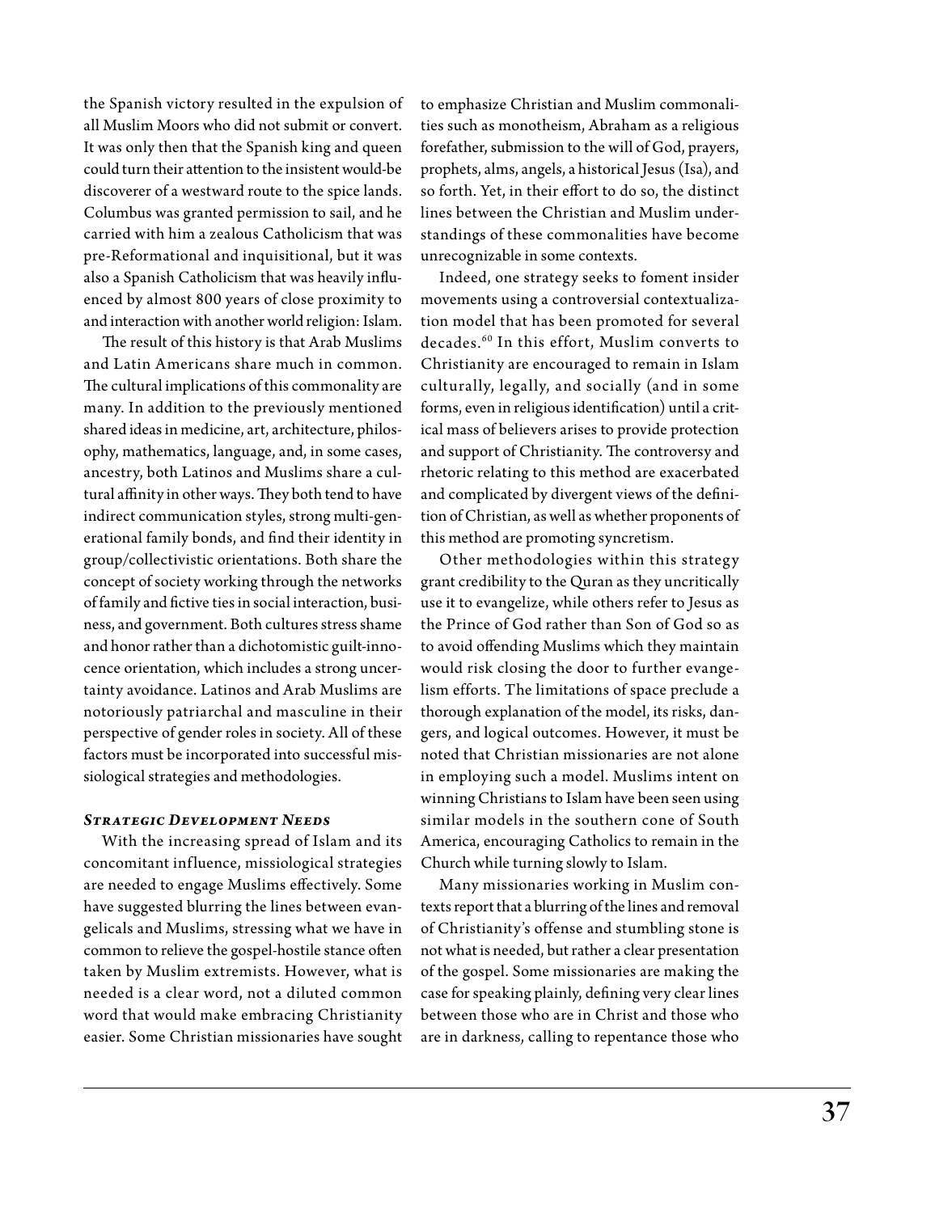the Spanish victory resulted in the expulsion of all Muslim Moors who did not submit or convert. It was only then that the Spanish king and queen could turn their attention to the insistent would-be discoverer of a westward route to the spice lands. Columbus was granted permission to sail, and he carried with him a zealous Catholicism that was pre-Reformational and inquisitional, but it was also a Spanish Catholicism that was heavily influenced by almost 800 years of close proximity to and interaction with another world religion: Islam.

The result of this history is that Arab Muslims and Latin Americans share much in common. The cultural implications of this commonality are many. In addition to the previously mentioned shared ideas in medicine, art, architecture, philosophy, mathematics, language, and, in some cases, ancestry, both Latinos and Muslims share a cultural affinity in other ways. They both tend to have indirect communication styles, strong multi-generational family bonds, and find their identity in group/collectivistic orientations. Both share the concept of society working through the networks of family and fictive ties in social interaction, business, and government. Both cultures stress shame and honor rather than a dichotomistic guilt-innocence orientation, which includes a strong uncertainty avoidance. Latinos and Arab Muslims are notoriously patriarchal and masculine in their perspective of gender roles in society. All of these factors must be incorporated into successful missiological strategies and methodologies.

### *Strategic Development Needs*

With the increasing spread of Islam and its concomitant influence, missiological strategies are needed to engage Muslims effectively. Some have suggested blurring the lines between evangelicals and Muslims, stressing what we have in common to relieve the gospel-hostile stance often taken by Muslim extremists. However, what is needed is a clear word, not a diluted common word that would make embracing Christianity easier. Some Christian missionaries have sought to emphasize Christian and Muslim commonalities such as monotheism, Abraham as a religious forefather, submission to the will of God, prayers, prophets, alms, angels, a historical Jesus (Isa), and so forth. Yet, in their effort to do so, the distinct lines between the Christian and Muslim understandings of these commonalities have become unrecognizable in some contexts.

Indeed, one strategy seeks to foment insider movements using a controversial contextualization model that has been promoted for several decades.[60] In this effort, Muslim converts to Christianity are encouraged to remain in Islam culturally, legally, and socially (and in some forms, even in religious identification) until a critical mass of believers arises to provide protection and support of Christianity. The controversy and rhetoric relating to this method are exacerbated and complicated by divergent views of the definition of Christian, as well as whether proponents of this method are promoting syncretism.

Other methodologies within this strategy grant credibility to the Quran as they uncritically use it to evangelize, while others refer to Jesus as the Prince of God rather than Son of God so as to avoid offending Muslims which they maintain would risk closing the door to further evangelism efforts. The limitations of space preclude a thorough explanation of the model, its risks, dangers, and logical outcomes. However, it must be noted that Christian missionaries are not alone in employing such a model. Muslims intent on winning Christians to Islam have been seen using similar models in the southern cone of South America, encouraging Catholics to remain in the Church while turning slowly to Islam.

Many missionaries working in Muslim contexts report that a blurring of the lines and removal of Christianity's offense and stumbling stone is not what is needed, but rather a clear presentation of the gospel. Some missionaries are making the case for speaking plainly, defining very clear lines between those who are in Christ and those who are in darkness, calling to repentance those who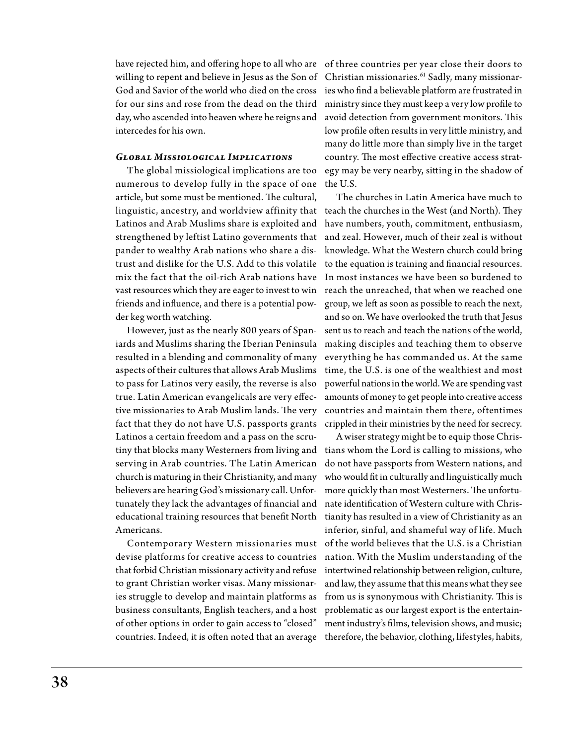have rejected him, and offering hope to all who are willing to repent and believe in Jesus as the Son of God and Savior of the world who died on the cross for our sins and rose from the dead on the third day, who ascended into heaven where he reigns and intercedes for his own.

### *Global Missiological Implications*

The global missiological implications are too numerous to develop fully in the space of one article, but some must be mentioned. The cultural, linguistic, ancestry, and worldview affinity that Latinos and Arab Muslims share is exploited and strengthened by leftist Latino governments that pander to wealthy Arab nations who share a distrust and dislike for the U.S. Add to this volatile mix the fact that the oil-rich Arab nations have vast resources which they are eager to invest to win friends and influence, and there is a potential powder keg worth watching.

However, just as the nearly 800 years of Spaniards and Muslims sharing the Iberian Peninsula resulted in a blending and commonality of many aspects of their cultures that allows Arab Muslims to pass for Latinos very easily, the reverse is also true. Latin American evangelicals are very effective missionaries to Arab Muslim lands. The very fact that they do not have U.S. passports grants Latinos a certain freedom and a pass on the scrutiny that blocks many Westerners from living and serving in Arab countries. The Latin American church is maturing in their Christianity, and many believers are hearing God's missionary call. Unfortunately they lack the advantages of financial and educational training resources that benefit North Americans.

Contemporary Western missionaries must devise platforms for creative access to countries that forbid Christian missionary activity and refuse to grant Christian worker visas. Many missionaries struggle to develop and maintain platforms as business consultants, English teachers, and a host of other options in order to gain access to "closed" countries. Indeed, it is often noted that an average of three countries per year close their doors to Christian missionaries.[61] Sadly, many missionaries who find a believable platform are frustrated in ministry since they must keep a very low profile to avoid detection from government monitors. This low profile often results in very little ministry, and many do little more than simply live in the target country. The most effective creative access strategy may be very nearby, sitting in the shadow of the U.S.

The churches in Latin America have much to teach the churches in the West (and North). They have numbers, youth, commitment, enthusiasm, and zeal. However, much of their zeal is without knowledge. What the Western church could bring to the equation is training and financial resources. In most instances we have been so burdened to reach the unreached, that when we reached one group, we left as soon as possible to reach the next, and so on. We have overlooked the truth that Jesus sent us to reach and teach the nations of the world, making disciples and teaching them to observe everything he has commanded us. At the same time, the U.S. is one of the wealthiest and most powerful nations in the world. We are spending vast amounts of money to get people into creative access countries and maintain them there, oftentimes crippled in their ministries by the need for secrecy.

A wiser strategy might be to equip those Christians whom the Lord is calling to missions, who do not have passports from Western nations, and who would fit in culturally and linguistically much more quickly than most Westerners. The unfortunate identification of Western culture with Christianity has resulted in a view of Christianity as an inferior, sinful, and shameful way of life. Much of the world believes that the U.S. is a Christian nation. With the Muslim understanding of the intertwined relationship between religion, culture, and law, they assume that this means what they see from us is synonymous with Christianity. This is problematic as our largest export is the entertainment industry's films, television shows, and music; therefore, the behavior, clothing, lifestyles, habits,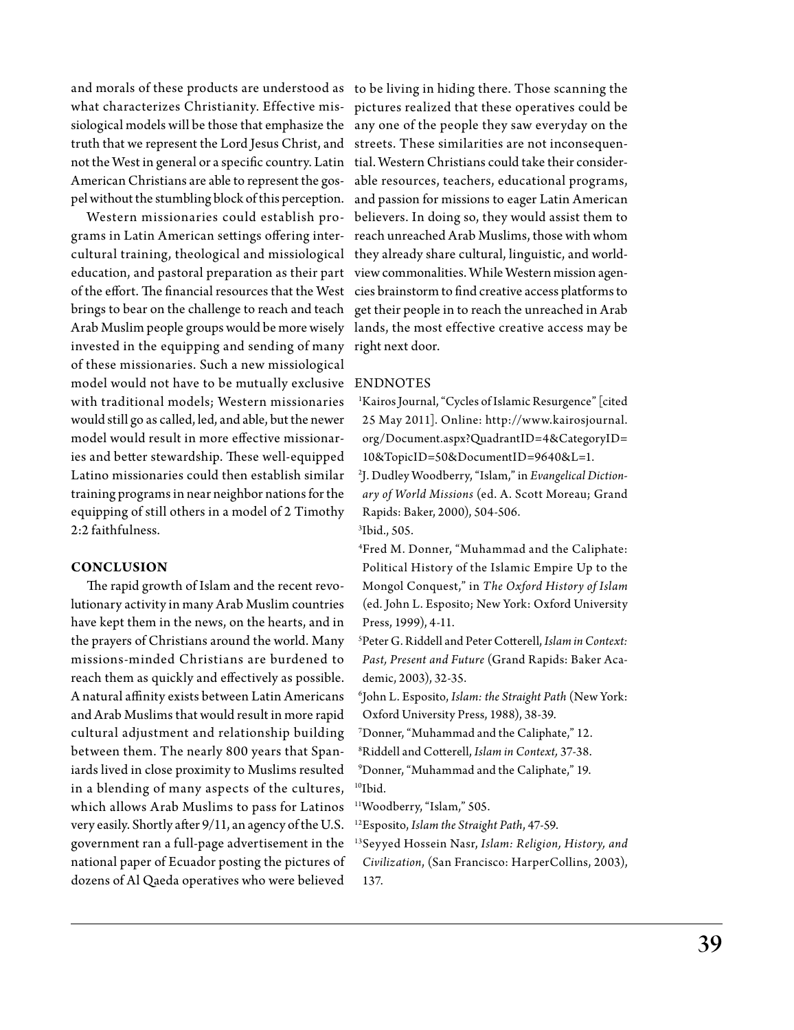and morals of these products are understood as what characterizes Christianity. Effective missiological models will be those that emphasize the truth that we represent the Lord Jesus Christ, and not the West in general or a specific country. Latin American Christians are able to represent the gospel without the stumbling block of this perception.

Western missionaries could establish programs in Latin American settings offering intercultural training, theological and missiological education, and pastoral preparation as their part of the effort. The financial resources that the West brings to bear on the challenge to reach and teach Arab Muslim people groups would be more wisely invested in the equipping and sending of many of these missionaries. Such a new missiological model would not have to be mutually exclusive with traditional models; Western missionaries would still go as called, led, and able, but the newer model would result in more effective missionaries and better stewardship. These well-equipped Latino missionaries could then establish similar training programs in near neighbor nations for the equipping of still others in a model of 2 Timothy 2:2 faithfulness.

## CONCLUSION

The rapid growth of Islam and the recent revolutionary activity in many Arab Muslim countries have kept them in the news, on the hearts, and in the prayers of Christians around the world. Many missions-minded Christians are burdened to reach them as quickly and effectively as possible. A natural affinity exists between Latin Americans and Arab Muslims that would result in more rapid cultural adjustment and relationship building between them. The nearly 800 years that Spaniards lived in close proximity to Muslims resulted in a blending of many aspects of the cultures, which allows Arab Muslims to pass for Latinos very easily. Shortly after 9/11, an agency of the U.S. government ran a full-page advertisement in the national paper of Ecuador posting the pictures of dozens of Al Qaeda operatives who were believed to be living in hiding there. Those scanning the pictures realized that these operatives could be any one of the people they saw everyday on the streets. These similarities are not inconsequential. Western Christians could take their considerable resources, teachers, educational programs, and passion for missions to eager Latin American believers. In doing so, they would assist them to reach unreached Arab Muslims, those with whom they already share cultural, linguistic, and worldview commonalities. While Western mission agencies brainstorm to find creative access platforms to get their people in to reach the unreached in Arab lands, the most effective creative access may be right next door.

## ENDNOTES

[1]Kairos Journal, "Cycles of Islamic Resurgence" [cited 25 May 2011]. Online: http://www.kairosjournal.org/Document.aspx?QuadrantID=4&CategoryID=10&TopicID=50&DocumentID=9640&L=1.

[2]J. Dudley Woodberry, "Islam," in *Evangelical Dictionary of World Missions* (ed. A. Scott Moreau; Grand Rapids: Baker, 2000), 504-506.

[3]Ibid., 505.

[4]Fred M. Donner, "Muhammad and the Caliphate: Political History of the Islamic Empire Up to the Mongol Conquest," in *The Oxford History of Islam* (ed. John L. Esposito; New York: Oxford University Press, 1999), 4-11.

[5]Peter G. Riddell and Peter Cotterell, *Islam in Context: Past, Present and Future* (Grand Rapids: Baker Academic, 2003), 32-35.

[6]John L. Esposito, *Islam: the Straight Path* (New York: Oxford University Press, 1988), 38-39.

[7]Donner, "Muhammad and the Caliphate," 12.

[8]Riddell and Cotterell, *Islam in Context,* 37-38.

[9]Donner, "Muhammad and the Caliphate," 19.

[10]Ibid.

[11]Woodberry, "Islam," 505.

[12]Esposito, *Islam the Straight Path*, 47-59.

[13]Seyyed Hossein Nasr, *Islam: Religion, History, and Civilization*, (San Francisco: HarperCollins, 2003), 137.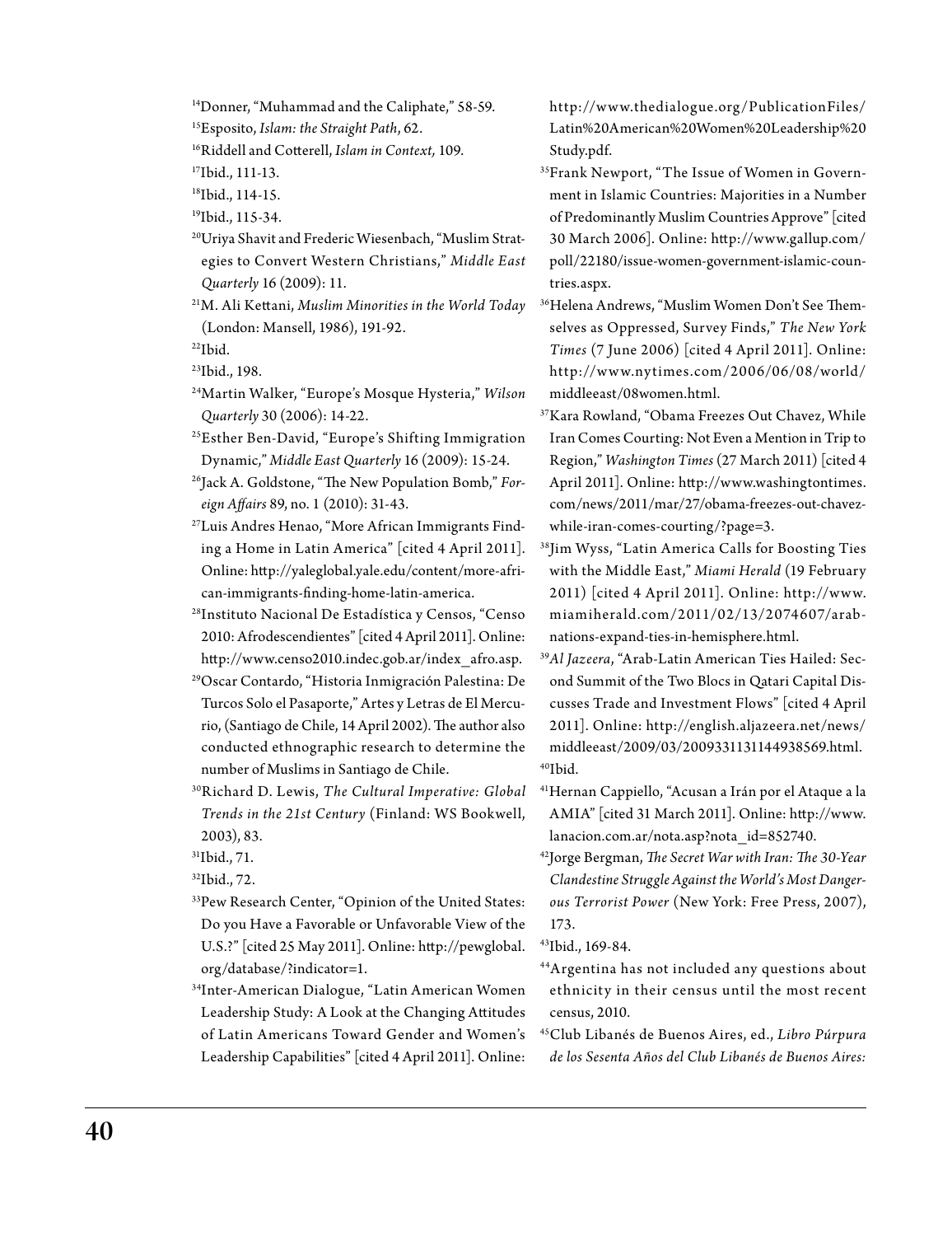[14]Donner, "Muhammad and the Caliphate," 58-59.

[15]Esposito, *Islam: the Straight Path*, 62.

[16]Riddell and Cotterell, *Islam in Context,* 109.

[17]Ibid., 111-13.

[18]Ibid., 114-15.

[19]Ibid., 115-34.

[20]Uriya Shavit and Frederic Wiesenbach, "Muslim Strategies to Convert Western Christians," *Middle East Quarterly* 16 (2009): 11.

[21]M. Ali Kettani, *Muslim Minorities in the World Today* (London: Mansell, 1986), 191-92.

[22]Ibid.

[23]Ibid., 198.

[24]Martin Walker, "Europe's Mosque Hysteria," *Wilson Quarterly* 30 (2006): 14-22.

[25]Esther Ben-David, "Europe's Shifting Immigration Dynamic," *Middle East Quarterly* 16 (2009): 15-24.

[26]Jack A. Goldstone, "The New Population Bomb," *Foreign Affairs* 89, no. 1 (2010): 31-43.

[27]Luis Andres Henao, "More African Immigrants Finding a Home in Latin America" [cited 4 April 2011]. Online: http://yaleglobal.yale.edu/content/more-african-immigrants-finding-home-latin-america.

[28]Instituto Nacional De Estadística y Censos, "Censo 2010: Afrodescendientes" [cited 4 April 2011]. Online: http://www.censo2010.indec.gob.ar/index_afro.asp.

[29]Oscar Contardo, "Historia Inmigración Palestina: De Turcos Solo el Pasaporte," Artes y Letras de El Mercurio, (Santiago de Chile, 14 April 2002). The author also conducted ethnographic research to determine the number of Muslims in Santiago de Chile.

[30]Richard D. Lewis, *The Cultural Imperative: Global Trends in the 21st Century* (Finland: WS Bookwell, 2003), 83.

[31]Ibid., 71.

[32]Ibid., 72.

[33]Pew Research Center, "Opinion of the United States: Do you Have a Favorable or Unfavorable View of the U.S.?" [cited 25 May 2011]. Online: http://pewglobal.org/database/?indicator=1.

[34]Inter-American Dialogue, "Latin American Women Leadership Study: A Look at the Changing Attitudes of Latin Americans Toward Gender and Women's Leadership Capabilities" [cited 4 April 2011]. Online: http://www.thedialogue.org/PublicationFiles/Latin%20American%20Women%20Leadership%20Study.pdf.

[35]Frank Newport, "The Issue of Women in Government in Islamic Countries: Majorities in a Number of Predominantly Muslim Countries Approve" [cited 30 March 2006]. Online: http://www.gallup.com/poll/22180/issue-women-government-islamic-countries.aspx.

[36]Helena Andrews, "Muslim Women Don't See Themselves as Oppressed, Survey Finds," *The New York Times* (7 June 2006) [cited 4 April 2011]. Online: http://www.nytimes.com/2006/06/08/world/middleeast/08women.html.

[37]Kara Rowland, "Obama Freezes Out Chavez, While Iran Comes Courting: Not Even a Mention in Trip to Region," *Washington Times* (27 March 2011) [cited 4 April 2011]. Online: http://www.washingtontimes.com/news/2011/mar/27/obama-freezes-out-chavez-while-iran-comes-courting/?page=3.

[38]Jim Wyss, "Latin America Calls for Boosting Ties with the Middle East," *Miami Herald* (19 February 2011) [cited 4 April 2011]. Online: http://www.miamiherald.com/2011/02/13/2074607/arab-nations-expand-ties-in-hemisphere.html.

[39]*Al Jazeera*, "Arab-Latin American Ties Hailed: Second Summit of the Two Blocs in Qatari Capital Discusses Trade and Investment Flows" [cited 4 April 2011]. Online: http://english.aljazeera.net/news/middleeast/2009/03/2009331131144938569.html.

[40]Ibid.

[41]Hernan Cappiello, "Acusan a Irán por el Ataque a la AMIA" [cited 31 March 2011]. Online: http://www.lanacion.com.ar/nota.asp?nota_id=852740.

[42]Jorge Bergman, *The Secret War with Iran: The 30-Year Clandestine Struggle Against the World's Most Dangerous Terrorist Power* (New York: Free Press, 2007), 173.

[43]Ibid., 169-84.

[44]Argentina has not included any questions about ethnicity in their census until the most recent census, 2010.

[45]Club Libanés de Buenos Aires, ed., *Libro Púrpura de los Sesenta Años del Club Libanés de Buenos Aires:*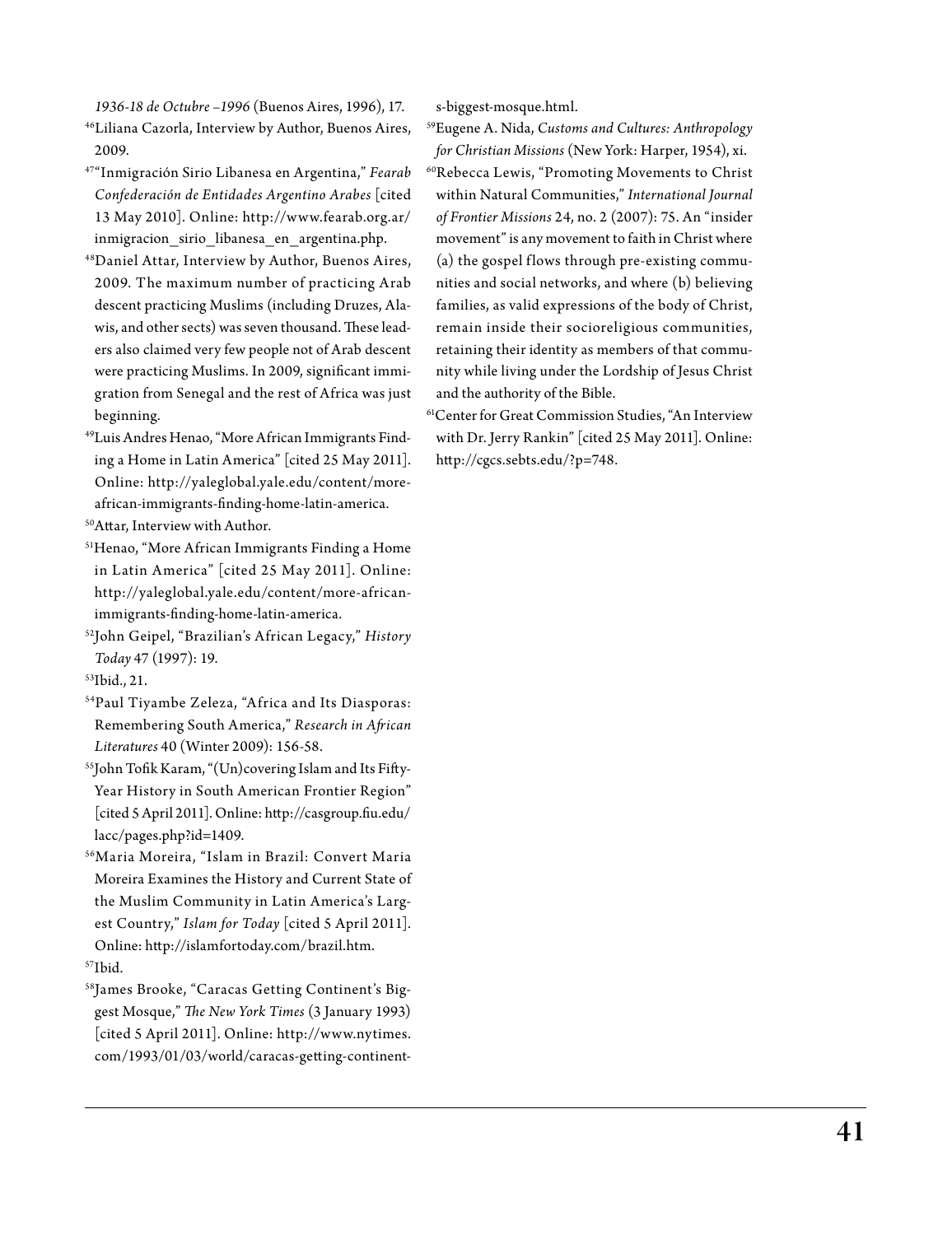*1936-18 de Octubre –1996* (Buenos Aires, 1996), 17.

[46]Liliana Cazorla, Interview by Author, Buenos Aires, 2009.

[47]"Inmigración Sirio Libanesa en Argentina," *Fearab Confederación de Entidades Argentino Arabes* [cited 13 May 2010]. Online: http://www.fearab.org.ar/inmigracion_sirio_libanesa_en_argentina.php.

[48]Daniel Attar, Interview by Author, Buenos Aires, 2009. The maximum number of practicing Arab descent practicing Muslims (including Druzes, Alawis, and other sects) was seven thousand. These leaders also claimed very few people not of Arab descent were practicing Muslims. In 2009, significant immigration from Senegal and the rest of Africa was just beginning.

[49]Luis Andres Henao, "More African Immigrants Finding a Home in Latin America" [cited 25 May 2011]. Online: http://yaleglobal.yale.edu/content/more-african-immigrants-finding-home-latin-america.

[50]Attar, Interview with Author.

[51]Henao, "More African Immigrants Finding a Home in Latin America" [cited 25 May 2011]. Online: http://yaleglobal.yale.edu/content/more-african-immigrants-finding-home-latin-america.

[52]John Geipel, "Brazilian's African Legacy," *History Today* 47 (1997): 19.

[53]Ibid., 21.

[54]Paul Tiyambe Zeleza, "Africa and Its Diasporas: Remembering South America," *Research in African Literatures* 40 (Winter 2009): 156-58.

[55]John Tofik Karam, "(Un)covering Islam and Its Fifty-Year History in South American Frontier Region" [cited 5 April 2011]. Online: http://casgroup.fiu.edu/lacc/pages.php?id=1409.

[56]Maria Moreira, "Islam in Brazil: Convert Maria Moreira Examines the History and Current State of the Muslim Community in Latin America's Largest Country," *Islam for Today* [cited 5 April 2011]. Online: http://islamfortoday.com/brazil.htm.

[57]Ibid.

[58]James Brooke, "Caracas Getting Continent's Biggest Mosque," *The New York Times* (3 January 1993) [cited 5 April 2011]. Online: http://www.nytimes.com/1993/01/03/world/caracas-getting-continents-biggest-mosque.html.

[59]Eugene A. Nida, *Customs and Cultures: Anthropology for Christian Missions* (New York: Harper, 1954), xi.

[60]Rebecca Lewis, "Promoting Movements to Christ within Natural Communities," *International Journal of Frontier Missions* 24, no. 2 (2007): 75. An "insider movement" is any movement to faith in Christ where (a) the gospel flows through pre-existing communities and social networks, and where (b) believing families, as valid expressions of the body of Christ, remain inside their socioreligious communities, retaining their identity as members of that community while living under the Lordship of Jesus Christ and the authority of the Bible.

[61]Center for Great Commission Studies, "An Interview with Dr. Jerry Rankin" [cited 25 May 2011]. Online: http://cgcs.sebts.edu/?p=748.